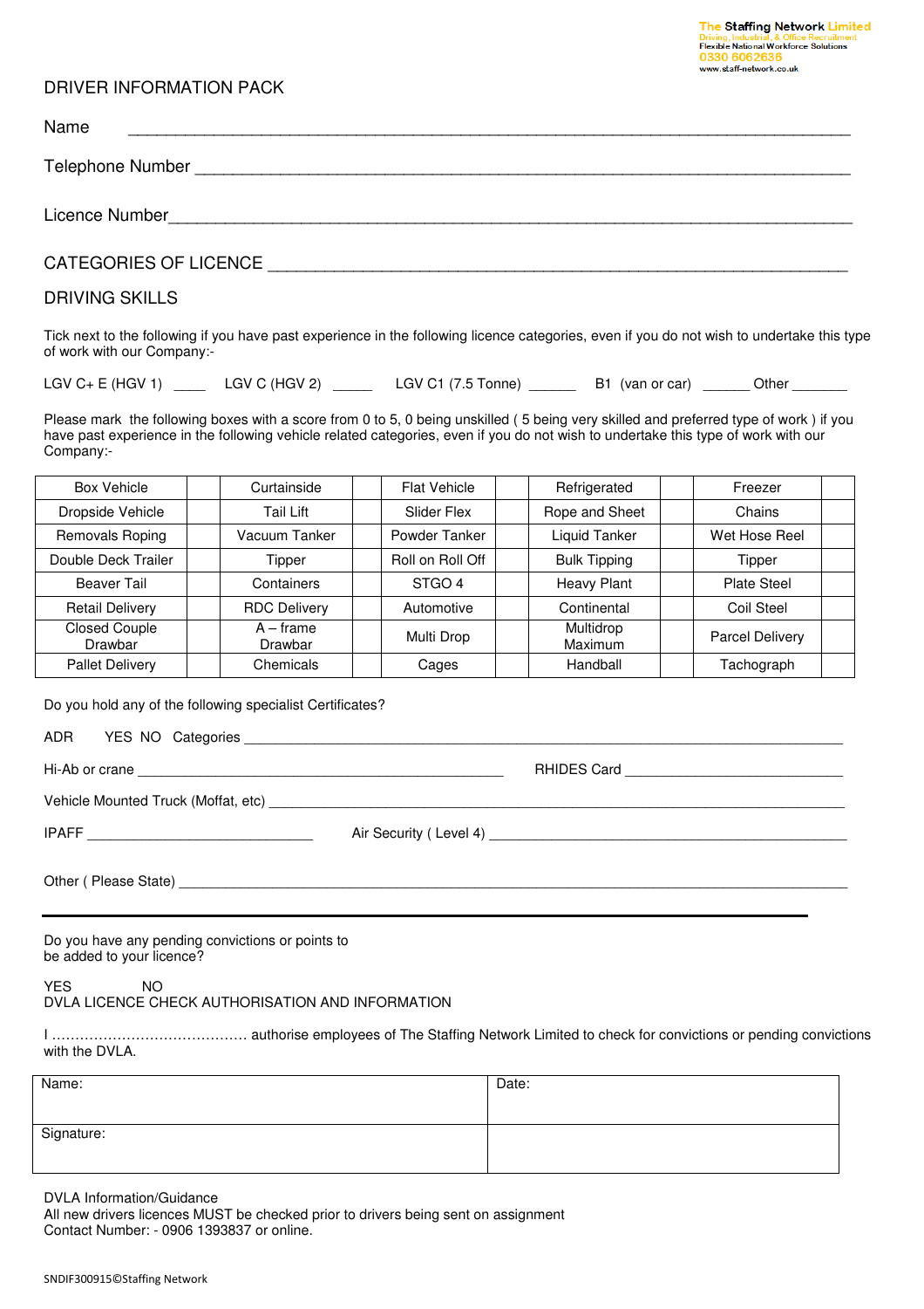The Staffing Network Limited
Driving, Industrial, & Office Recruitment
Flexible National Workforce Solutions
0330 6062636
www.staff-network.co.uk

# DRIVER INFORMATION PACK

Name ______________________________________________________________

Telephone Number ______________________________________________________

Licence Number________________________________________________________

CATEGORIES OF LICENCE _________________________________________________

## DRIVING SKILLS

Tick next to the following if you have past experience in the following licence categories, even if you do not wish to undertake this type of work with our Company:-

LGV C+ E (HGV 1) ____ LGV C (HGV 2) _____ LGV C1 (7.5 Tonne) ______ B1 (van or car) ______ Other _______

Please mark the following boxes with a score from 0 to 5, 0 being unskilled ( 5 being very skilled and preferred type of work ) if you have past experience in the following vehicle related categories, even if you do not wish to undertake this type of work with our Company:-

| | | | | | | | | | |
|---|---|---|---|---|---|---|---|---|---|
| Box Vehicle | | Curtainside | | Flat Vehicle | | Refrigerated | | Freezer | |
| Dropside Vehicle | | Tail Lift | | Slider Flex | | Rope and Sheet | | Chains | |
| Removals Roping | | Vacuum Tanker | | Powder Tanker | | Liquid Tanker | | Wet Hose Reel | |
| Double Deck Trailer | | Tipper | | Roll on Roll Off | | Bulk Tipping | | Tipper | |
| Beaver Tail | | Containers | | STGO 4 | | Heavy Plant | | Plate Steel | |
| Retail Delivery | | RDC Delivery | | Automotive | | Continental | | Coil Steel | |
| Closed Couple Drawbar | | A – frame Drawbar | | Multi Drop | | Multidrop Maximum | | Parcel Delivery | |
| Pallet Delivery | | Chemicals | | Cages | | Handball | | Tachograph | |

Do you hold any of the following specialist Certificates?

ADR YES NO Categories ________________________________________________

Hi-Ab or crane ______________________________ RHIDES Card ____________________

Vehicle Mounted Truck (Moffat, etc) _______________________________________

IPAFF ____________________ Air Security ( Level 4) ___________________________

Other ( Please State) ____________________________________________________

---

Do you have any pending convictions or points to be added to your licence?

YES NO

DVLA LICENCE CHECK AUTHORISATION AND INFORMATION

I …………………………………… authorise employees of The Staffing Network Limited to check for convictions or pending convictions with the DVLA.

| Name: | Date: |
|---|---|
| Signature: | |

DVLA Information/Guidance
All new drivers licences MUST be checked prior to drivers being sent on assignment
Contact Number: - 0906 1393837 or online.

SNDIF300915©Staffing Network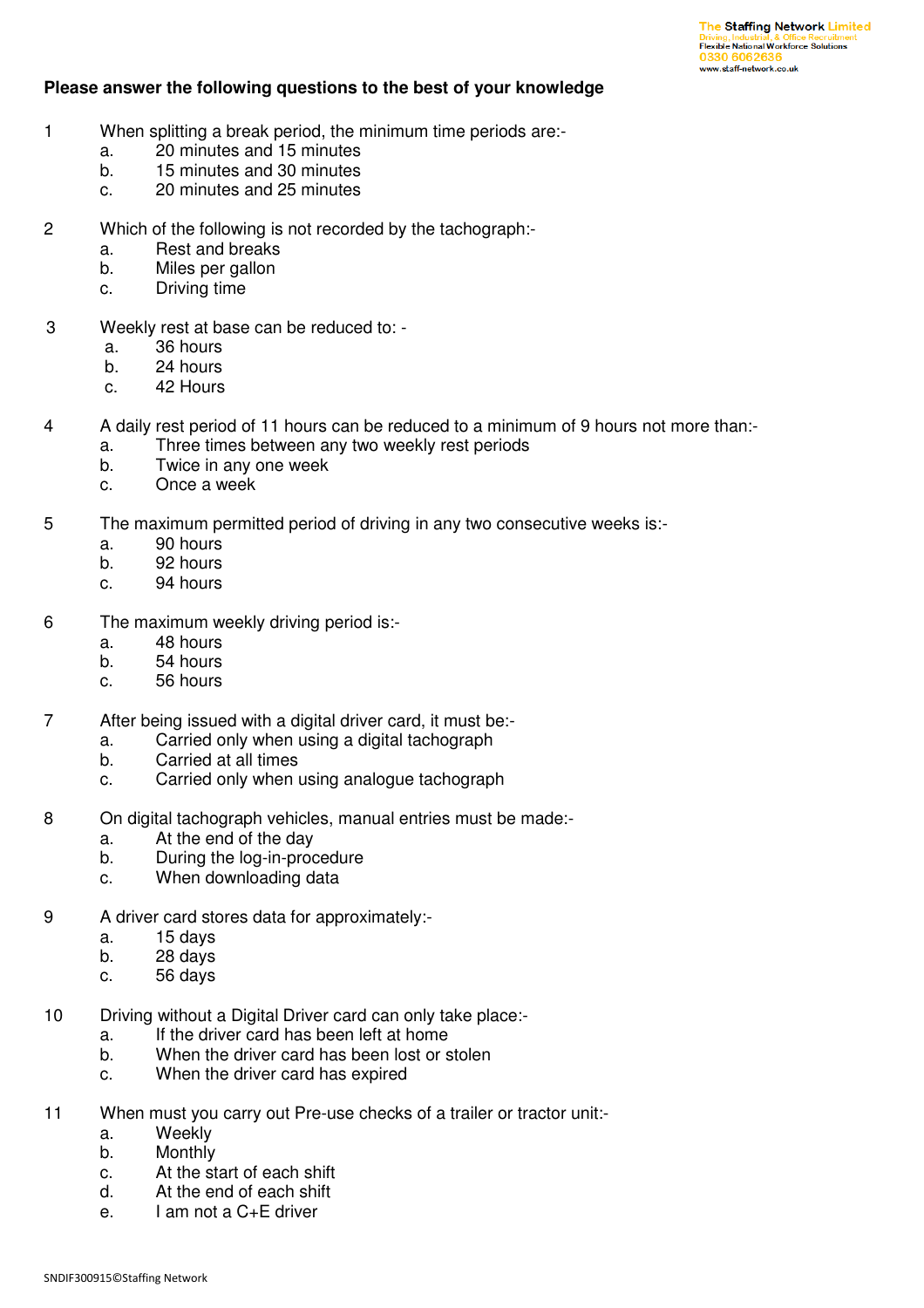**Please answer the following questions to the best of your knowledge**

1. When splitting a break period, the minimum time periods are:-
   a. 20 minutes and 15 minutes
   b. 15 minutes and 30 minutes
   c. 20 minutes and 25 minutes

2. Which of the following is not recorded by the tachograph:-
   a. Rest and breaks
   b. Miles per gallon
   c. Driving time

3. Weekly rest at base can be reduced to: -
   a. 36 hours
   b. 24 hours
   c. 42 Hours

4. A daily rest period of 11 hours can be reduced to a minimum of 9 hours not more than:-
   a. Three times between any two weekly rest periods
   b. Twice in any one week
   c. Once a week

5. The maximum permitted period of driving in any two consecutive weeks is:-
   a. 90 hours
   b. 92 hours
   c. 94 hours

6. The maximum weekly driving period is:-
   a. 48 hours
   b. 54 hours
   c. 56 hours

7. After being issued with a digital driver card, it must be:-
   a. Carried only when using a digital tachograph
   b. Carried at all times
   c. Carried only when using analogue tachograph

8. On digital tachograph vehicles, manual entries must be made:-
   a. At the end of the day
   b. During the log-in-procedure
   c. When downloading data

9. A driver card stores data for approximately:-
   a. 15 days
   b. 28 days
   c. 56 days

10. Driving without a Digital Driver card can only take place:-
    a. If the driver card has been left at home
    b. When the driver card has been lost or stolen
    c. When the driver card has expired

11. When must you carry out Pre-use checks of a trailer or tractor unit:-
    a. Weekly
    b. Monthly
    c. At the start of each shift
    d. At the end of each shift
    e. I am not a C+E driver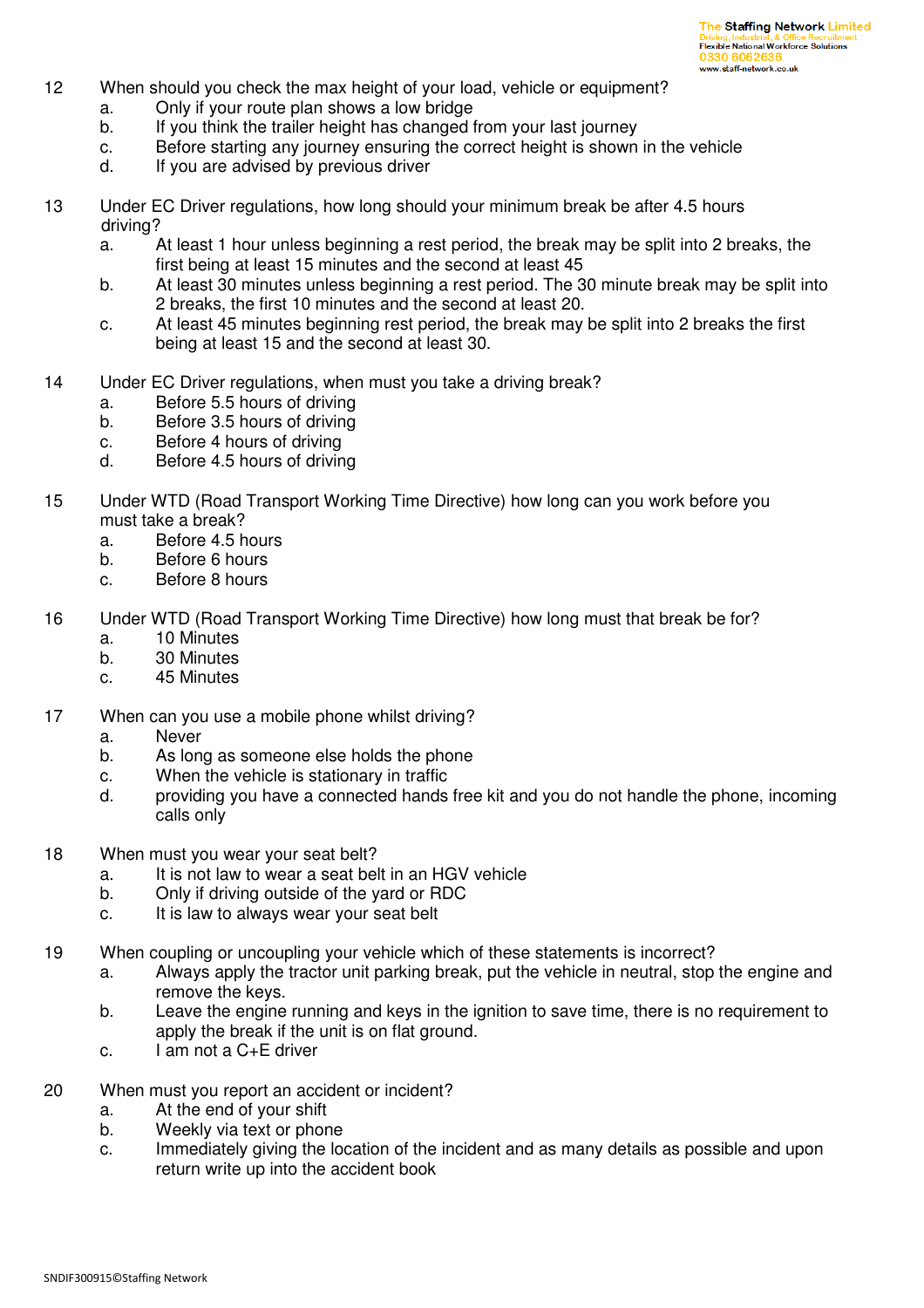12 When should you check the max height of your load, vehicle or equipment?

- a. Only if your route plan shows a low bridge
- b. If you think the trailer height has changed from your last journey
- c. Before starting any journey ensuring the correct height is shown in the vehicle
- d. If you are advised by previous driver

13 Under EC Driver regulations, how long should your minimum break be after 4.5 hours driving?

- a. At least 1 hour unless beginning a rest period, the break may be split into 2 breaks, the first being at least 15 minutes and the second at least 45
- b. At least 30 minutes unless beginning a rest period. The 30 minute break may be split into 2 breaks, the first 10 minutes and the second at least 20.
- c. At least 45 minutes beginning rest period, the break may be split into 2 breaks the first being at least 15 and the second at least 30.

14 Under EC Driver regulations, when must you take a driving break?

- a. Before 5.5 hours of driving
- b. Before 3.5 hours of driving
- c. Before 4 hours of driving
- d. Before 4.5 hours of driving

15 Under WTD (Road Transport Working Time Directive) how long can you work before you must take a break?

- a. Before 4.5 hours
- b. Before 6 hours
- c. Before 8 hours

16 Under WTD (Road Transport Working Time Directive) how long must that break be for?

- a. 10 Minutes
- b. 30 Minutes
- c. 45 Minutes

17 When can you use a mobile phone whilst driving?

- a. Never
- b. As long as someone else holds the phone
- c. When the vehicle is stationary in traffic
- d. providing you have a connected hands free kit and you do not handle the phone, incoming calls only

18 When must you wear your seat belt?

- a. It is not law to wear a seat belt in an HGV vehicle
- b. Only if driving outside of the yard or RDC
- c. It is law to always wear your seat belt

19 When coupling or uncoupling your vehicle which of these statements is incorrect?

- a. Always apply the tractor unit parking break, put the vehicle in neutral, stop the engine and remove the keys.
- b. Leave the engine running and keys in the ignition to save time, there is no requirement to apply the break if the unit is on flat ground.
- c. I am not a C+E driver

20 When must you report an accident or incident?

- a. At the end of your shift
- b. Weekly via text or phone
- c. Immediately giving the location of the incident and as many details as possible and upon return write up into the accident book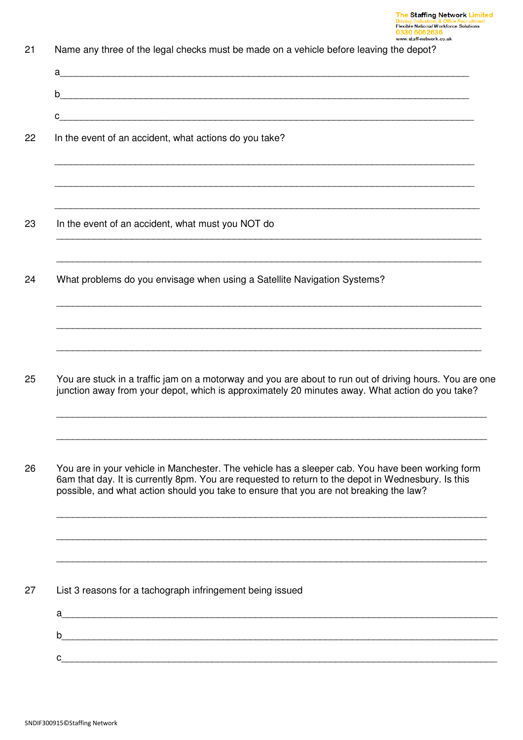21 Name any three of the legal checks must be made on a vehicle before leaving the depot?

a___________________________________________________________________________

b___________________________________________________________________________

c___________________________________________________________________________

22 In the event of an accident, what actions do you take?

_____________________________________________________________________________

_____________________________________________________________________________

_____________________________________________________________________________

23 In the event of an accident, what must you NOT do

_____________________________________________________________________________

_____________________________________________________________________________

24 What problems do you envisage when using a Satellite Navigation Systems?

_____________________________________________________________________________

_____________________________________________________________________________

_____________________________________________________________________________

25 You are stuck in a traffic jam on a motorway and you are about to run out of driving hours. You are one junction away from your depot, which is approximately 20 minutes away. What action do you take?

_____________________________________________________________________________

_____________________________________________________________________________

26 You are in your vehicle in Manchester. The vehicle has a sleeper cab. You have been working form 6am that day. It is currently 8pm. You are requested to return to the depot in Wednesbury. Is this possible, and what action should you take to ensure that you are not breaking the law?

_____________________________________________________________________________

_____________________________________________________________________________

_____________________________________________________________________________

27 List 3 reasons for a tachograph infringement being issued

a___________________________________________________________________________

b___________________________________________________________________________

c___________________________________________________________________________

SNDIF300915©Staffing Network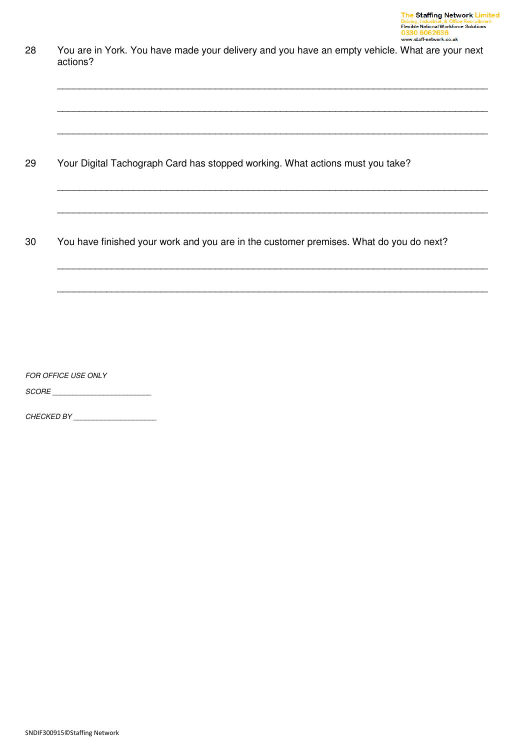28 You are in York. You have made your delivery and you have an empty vehicle. What are your next actions?

______________________________________________________________________________

______________________________________________________________________________

______________________________________________________________________________

29 Your Digital Tachograph Card has stopped working. What actions must you take?

______________________________________________________________________________

______________________________________________________________________________

30 You have finished your work and you are in the customer premises. What do you do next?

______________________________________________________________________________

______________________________________________________________________________

*FOR OFFICE USE ONLY*

*SCORE* ________________________

*CHECKED BY* ____________________

SNDIF300915©Staffing Network